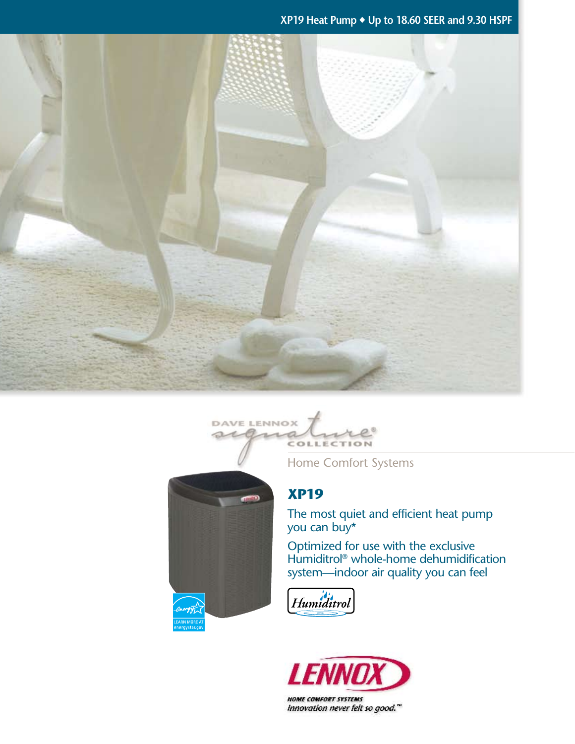XP19 Heat Pump ♦ Up to 18.60 SEER and 9.30 HSPF

DAVE LENNOX signature® COLLECTION

Home Comfort Systems

# XP19

The most quiet and efficient heat pump you can buy*

Optimized for use with the exclusive Humiditrol® whole-home dehumidification system—indoor air quality you can feel

Humiditrol

LEARN MORE AT energystar.gov

LENNOX

HOME COMFORT SYSTEMS

*Innovation never felt so good.*™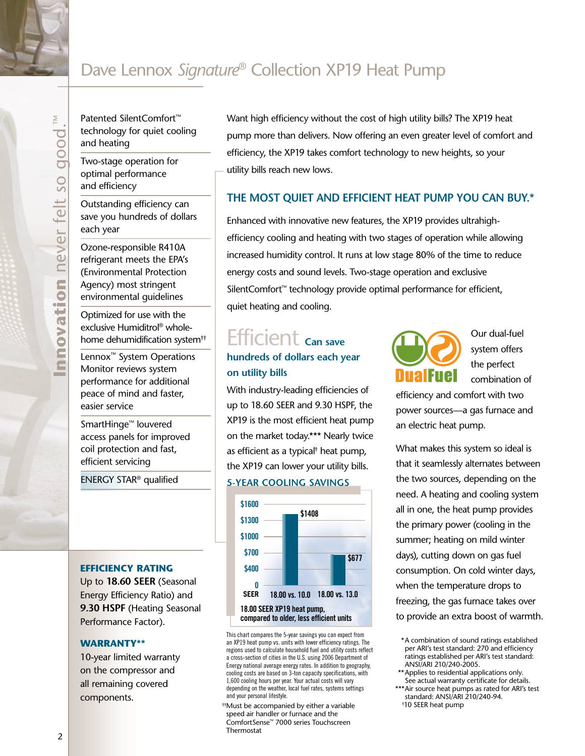# Dave Lennox *Signature*® Collection XP19 Heat Pump

**Innovation** never felt so good.™

- Patented SilentComfort™ technology for quiet cooling and heating
- Two-stage operation for optimal performance and efficiency
- Outstanding efficiency can save you hundreds of dollars each year
- Ozone-responsible R410A refrigerant meets the EPA's (Environmental Protection Agency) most stringent environmental guidelines
- Optimized for use with the exclusive Humiditrol® whole-home dehumidification system††
- Lennox™ System Operations Monitor reviews system performance for additional peace of mind and faster, easier service
- SmartHinge™ louvered access panels for improved coil protection and fast, efficient servicing
- ENERGY STAR® qualified

### EFFICIENCY RATING

Up to **18.60 SEER** (Seasonal Energy Efficiency Ratio) and **9.30 HSPF** (Heating Seasonal Performance Factor).

### WARRANTY**

10-year limited warranty on the compressor and all remaining covered components.

Want high efficiency without the cost of high utility bills? The XP19 heat pump more than delivers. Now offering an even greater level of comfort and efficiency, the XP19 takes comfort technology to new heights, so your utility bills reach new lows.

## THE MOST QUIET AND EFFICIENT HEAT PUMP YOU CAN BUY.*

Enhanced with innovative new features, the XP19 provides ultrahigh-efficiency cooling and heating with two stages of operation while allowing increased humidity control. It runs at low stage 80% of the time to reduce energy costs and sound levels. Two-stage operation and exclusive SilentComfort™ technology provide optimal performance for efficient, quiet heating and cooling.

## Efficient Can save hundreds of dollars each year on utility bills

With industry-leading efficiencies of up to 18.60 SEER and 9.30 HSPF, the XP19 is the most efficient heat pump on the market today.*** Nearly twice as efficient as a typical† heat pump, the XP19 can lower your utility bills.

### 5-YEAR COOLING SAVINGS

| SEER | 18.00 vs. 10.0 | 18.00 vs. 13.0 |
|---|---|---|
| Savings | $1408 | $677 |

18.00 SEER XP19 heat pump, compared to older, less efficient units

This chart compares the 5-year savings you can expect from an XP19 heat pump vs. units with lower efficiency ratings. The regions used to calculate household fuel and utility costs reflect a cross-section of cities in the U.S. using 2006 Department of Energy national average energy rates. In addition to geography, cooling costs are based on 3-ton capacity specifications, with 1,600 cooling hours per year. Your actual costs will vary depending on the weather, local fuel rates, systems settings and your personal lifestyle.

††Must be accompanied by either a variable speed air handler or furnace and the ComfortSense™ 7000 series Touchscreen Thermostat

**DualFuel**

Our dual-fuel system offers the perfect combination of efficiency and comfort with two power sources—a gas furnace and an electric heat pump.

What makes this system so ideal is that it seamlessly alternates between the two sources, depending on the need. A heating and cooling system all in one, the heat pump provides the primary power (cooling in the summer; heating on mild winter days), cutting down on gas fuel consumption. On cold winter days, when the temperature drops to freezing, the gas furnace takes over to provide an extra boost of warmth.

*A combination of sound ratings established per ARI's test standard: 270 and efficiency ratings established per ARI's test standard: ANSI/ARI 210/240-2005.
**Applies to residential applications only. See actual warranty certificate for details.
***Air source heat pumps as rated for ARI's test standard: ANSI/ARI 210/240-94.
†10 SEER heat pump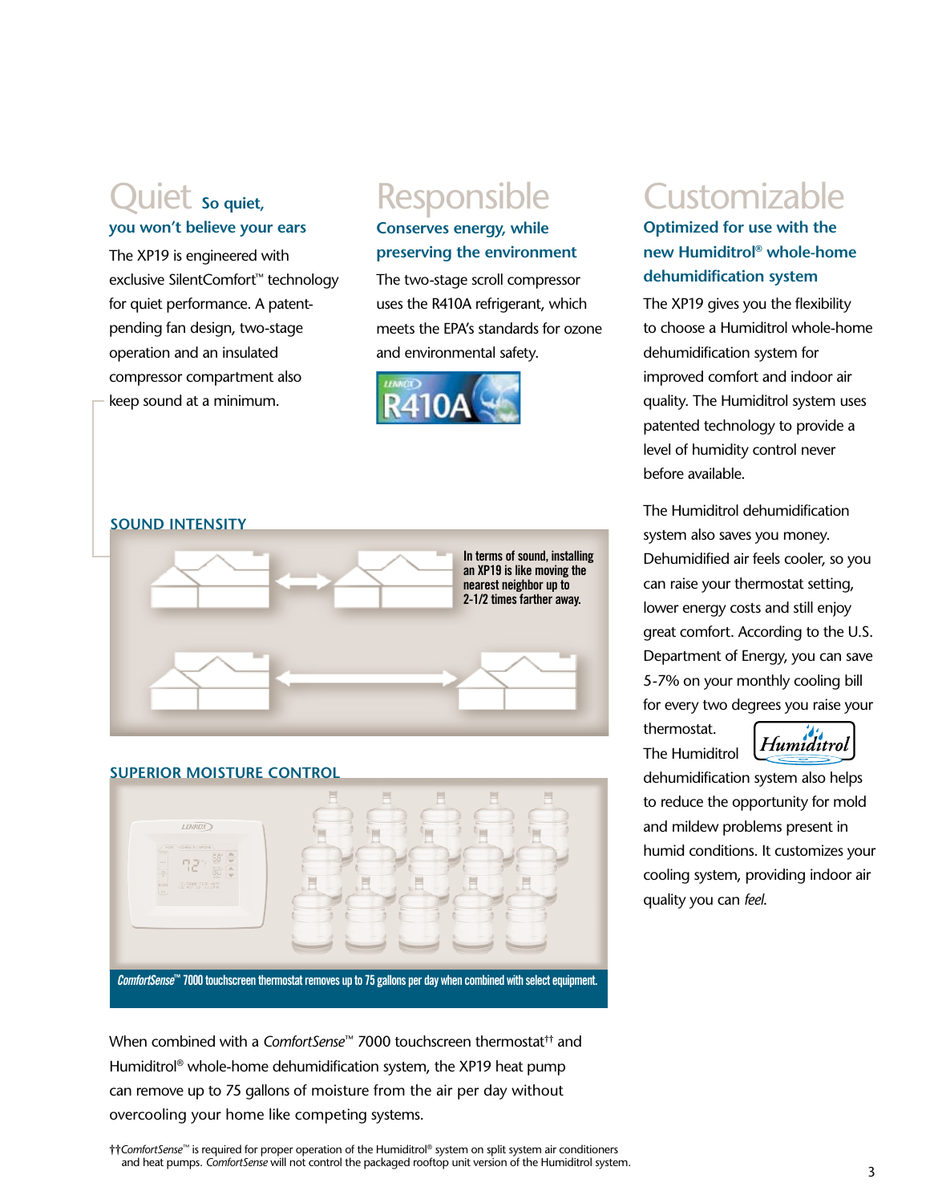## Quiet So quiet, you won't believe your ears

The XP19 is engineered with exclusive SilentComfort™ technology for quiet performance. A patent-pending fan design, two-stage operation and an insulated compressor compartment also keep sound at a minimum.

### SOUND INTENSITY

In terms of sound, installing an XP19 is like moving the nearest neighbor up to 2-1/2 times farther away.

## Responsible

### Conserves energy, while preserving the environment

The two-stage scroll compressor uses the R410A refrigerant, which meets the EPA's standards for ozone and environmental safety.

## Customizable

### Optimized for use with the new Humiditrol® whole-home dehumidification system

The XP19 gives you the flexibility to choose a Humiditrol whole-home dehumidification system for improved comfort and indoor air quality. The Humiditrol system uses patented technology to provide a level of humidity control never before available.

The Humiditrol dehumidification system also saves you money. Dehumidified air feels cooler, so you can raise your thermostat setting, lower energy costs and still enjoy great comfort. According to the U.S. Department of Energy, you can save 5-7% on your monthly cooling bill for every two degrees you raise your thermostat.

The Humiditrol dehumidification system also helps to reduce the opportunity for mold and mildew problems present in humid conditions. It customizes your cooling system, providing indoor air quality you can *feel*.

### SUPERIOR MOISTURE CONTROL

*ComfortSense*™ 7000 touchscreen thermostat removes up to 75 gallons per day when combined with select equipment.

When combined with a *ComfortSense*™ 7000 touchscreen thermostat†† and Humiditrol® whole-home dehumidification system, the XP19 heat pump can remove up to 75 gallons of moisture from the air per day without overcooling your home like competing systems.

††*ComfortSense*™ is required for proper operation of the Humiditrol® system on split system air conditioners and heat pumps. *ComfortSense* will not control the packaged rooftop unit version of the Humiditrol system.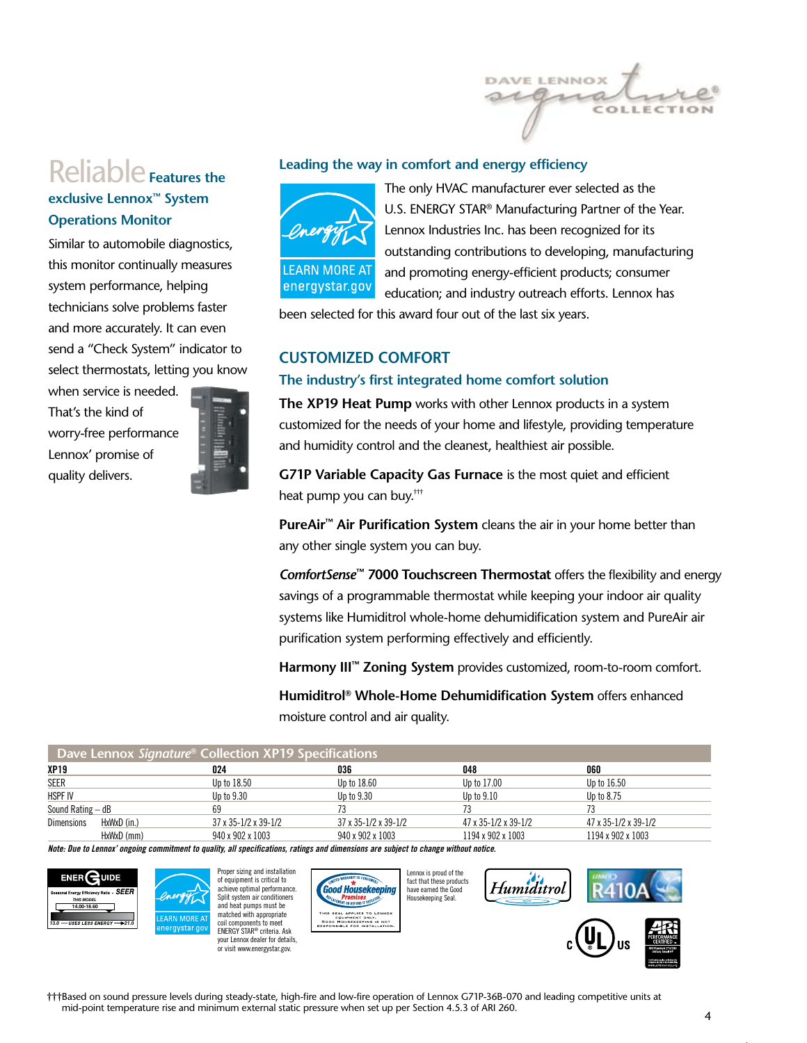## Reliable Features the exclusive Lennox™ System Operations Monitor

Similar to automobile diagnostics, this monitor continually measures system performance, helping technicians solve problems faster and more accurately. It can even send a "Check System" indicator to select thermostats, letting you know when service is needed. That's the kind of worry-free performance Lennox' promise of quality delivers.

### Leading the way in comfort and energy efficiency

LEARN MORE AT energystar.gov

The only HVAC manufacturer ever selected as the U.S. ENERGY STAR® Manufacturing Partner of the Year. Lennox Industries Inc. has been recognized for its outstanding contributions to developing, manufacturing and promoting energy-efficient products; consumer education; and industry outreach efforts. Lennox has been selected for this award four out of the last six years.

## CUSTOMIZED COMFORT

### The industry's first integrated home comfort solution

**The XP19 Heat Pump** works with other Lennox products in a system customized for the needs of your home and lifestyle, providing temperature and humidity control and the cleanest, healthiest air possible.

**G71P Variable Capacity Gas Furnace** is the most quiet and efficient heat pump you can buy.†††

**PureAir™ Air Purification System** cleans the air in your home better than any other single system you can buy.

***ComfortSense*™ 7000 Touchscreen Thermostat** offers the flexibility and energy savings of a programmable thermostat while keeping your indoor air quality systems like Humiditrol whole-home dehumidification system and PureAir air purification system performing effectively and efficiently.

**Harmony III™ Zoning System** provides customized, room-to-room comfort.

**Humiditrol® Whole-Home Dehumidification System** offers enhanced moisture control and air quality.

### Dave Lennox *Signature*® Collection XP19 Specifications

| XP19 | | 024 | 036 | 048 | 060 |
|---|---|---|---|---|---|
| SEER | | Up to 18.50 | Up to 18.60 | Up to 17.00 | Up to 16.50 |
| HSPF IV | | Up to 9.30 | Up to 9.30 | Up to 9.10 | Up to 8.75 |
| Sound Rating – dB | | 69 | 73 | 73 | 73 |
| Dimensions | HxWxD (in.) | 37 x 35-1/2 x 39-1/2 | 37 x 35-1/2 x 39-1/2 | 47 x 35-1/2 x 39-1/2 | 47 x 35-1/2 x 39-1/2 |
| | HxWxD (mm) | 940 x 902 x 1003 | 940 x 902 x 1003 | 1194 x 902 x 1003 | 1194 x 902 x 1003 |

***Note: Due to Lennox' ongoing commitment to quality, all specifications, ratings and dimensions are subject to change without notice.***

EnerGuide — Seasonal Energy Efficiency Ratio - SEER — This model 14.00-18.60 — 13.0 — Uses less energy — 21.0

LEARN MORE AT energystar.gov

Proper sizing and installation of equipment is critical to achieve optimal performance. Split system air conditioners and heat pumps must be matched with appropriate coil components to meet ENERGY STAR® criteria. Ask your Lennox dealer for details, or visit www.energystar.gov.

Good Housekeeping Promises — This seal applies to Lennox equipment only. Good Housekeeping is not responsible for installation.

Lennox is proud of the fact that these products have earned the Good Housekeeping Seal.

Humiditrol

R410A

†††Based on sound pressure levels during steady-state, high-fire and low-fire operation of Lennox G71P-36B-070 and leading competitive units at mid-point temperature rise and minimum external static pressure when set up per Section 4.5.3 of ARI 260.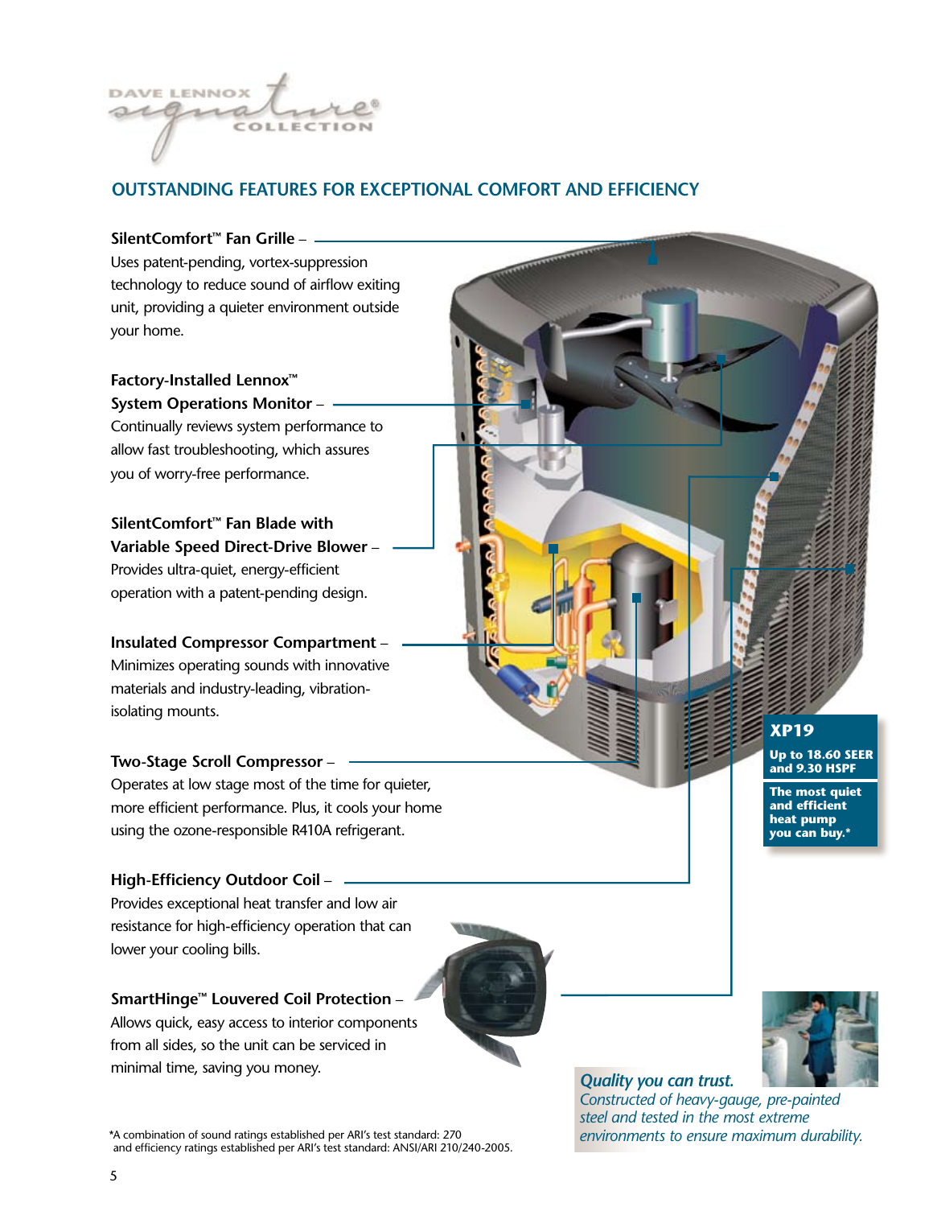DAVE LENNOX signature® COLLECTION

## OUTSTANDING FEATURES FOR EXCEPTIONAL COMFORT AND EFFICIENCY

**SilentComfort™ Fan Grille** – Uses patent-pending, vortex-suppression technology to reduce sound of airflow exiting unit, providing a quieter environment outside your home.

**Factory-Installed Lennox™ System Operations Monitor** – Continually reviews system performance to allow fast troubleshooting, which assures you of worry-free performance.

**SilentComfort™ Fan Blade with Variable Speed Direct-Drive Blower** – Provides ultra-quiet, energy-efficient operation with a patent-pending design.

**Insulated Compressor Compartment** – Minimizes operating sounds with innovative materials and industry-leading, vibration-isolating mounts.

**Two-Stage Scroll Compressor** – Operates at low stage most of the time for quieter, more efficient performance. Plus, it cools your home using the ozone-responsible R410A refrigerant.

**High-Efficiency Outdoor Coil** – Provides exceptional heat transfer and low air resistance for high-efficiency operation that can lower your cooling bills.

**SmartHinge™ Louvered Coil Protection** – Allows quick, easy access to interior components from all sides, so the unit can be serviced in minimal time, saving you money.

**XP19**

**Up to 18.60 SEER and 9.30 HSPF**

**The most quiet and efficient heat pump you can buy.***

***Quality you can trust.***
*Constructed of heavy-gauge, pre-painted steel and tested in the most extreme environments to ensure maximum durability.*

*A combination of sound ratings established per ARI's test standard: 270 and efficiency ratings established per ARI's test standard: ANSI/ARI 210/240-2005.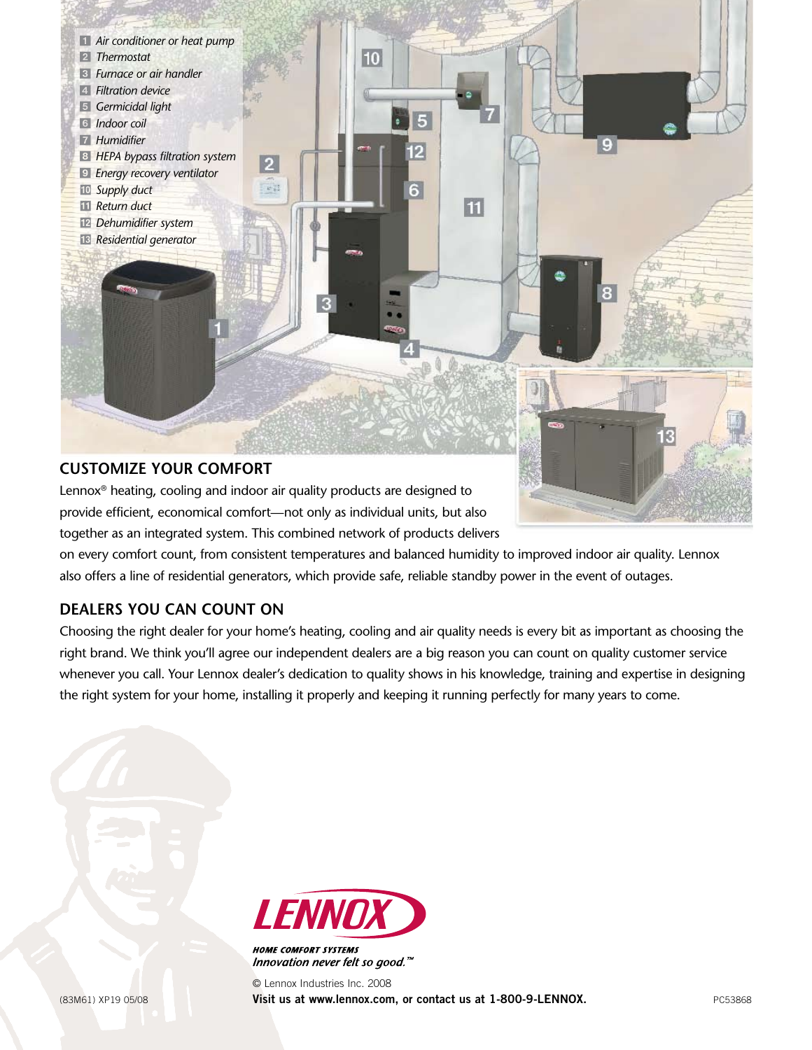1. Air conditioner or heat pump
2. Thermostat
3. Furnace or air handler
4. Filtration device
5. Germicidal light
6. Indoor coil
7. Humidifier
8. HEPA bypass filtration system
9. Energy recovery ventilator
10. Supply duct
11. Return duct
12. Dehumidifier system
13. Residential generator

## CUSTOMIZE YOUR COMFORT

Lennox® heating, cooling and indoor air quality products are designed to provide efficient, economical comfort—not only as individual units, but also together as an integrated system. This combined network of products delivers on every comfort count, from consistent temperatures and balanced humidity to improved indoor air quality. Lennox also offers a line of residential generators, which provide safe, reliable standby power in the event of outages.

## DEALERS YOU CAN COUNT ON

Choosing the right dealer for your home's heating, cooling and air quality needs is every bit as important as choosing the right brand. We think you'll agree our independent dealers are a big reason you can count on quality customer service whenever you call. Your Lennox dealer's dedication to quality shows in his knowledge, training and expertise in designing the right system for your home, installing it properly and keeping it running perfectly for many years to come.

LENNOX

HOME COMFORT SYSTEMS

*Innovation never felt so good.*™

© Lennox Industries Inc. 2008

**Visit us at www.lennox.com, or contact us at 1-800-9-LENNOX.**

(83M61) XP19 05/08

PC53868